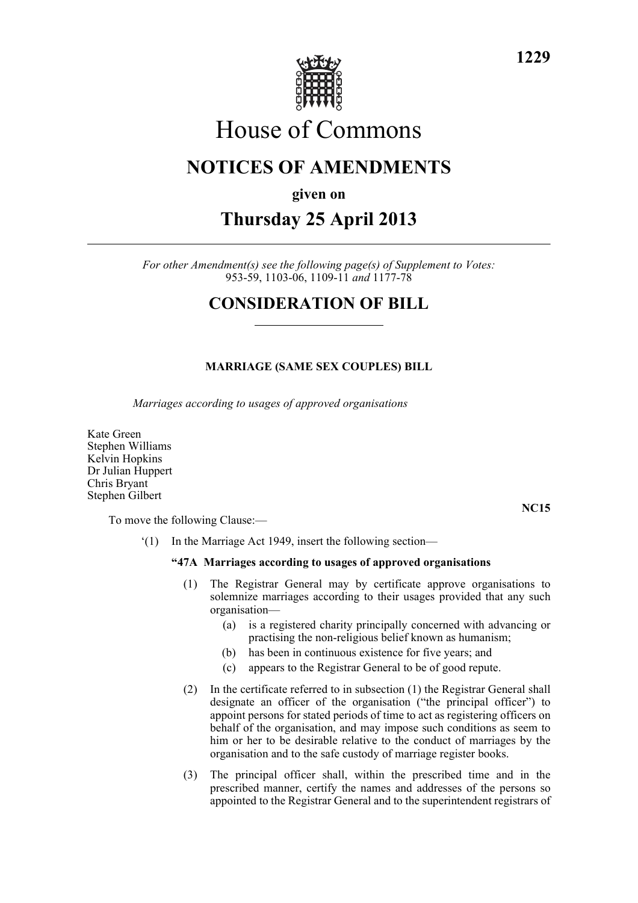# House of Commons

## NOTICES OF AMENDMENTS

**given on**

## Thursday 25 April 2013

*For other Amendment(s) see the following page(s) of Supplement to Votes:* 953-59, 1103-06, 1109-11 *and* 1177-78

## CONSIDERATION OF BILL

### MARRIAGE (SAME SEX COUPLES) BILL

*Marriages according to usages of approved organisations*

Kate Green
Stephen Williams
Kelvin Hopkins
Dr Julian Huppert
Chris Bryant
Stephen Gilbert

**NC15**

To move the following Clause:—

'(1) In the Marriage Act 1949, insert the following section—

**"47A Marriages according to usages of approved organisations**

(1) The Registrar General may by certificate approve organisations to solemnize marriages according to their usages provided that any such organisation—

(a) is a registered charity principally concerned with advancing or practising the non-religious belief known as humanism;

(b) has been in continuous existence for five years; and

(c) appears to the Registrar General to be of good repute.

(2) In the certificate referred to in subsection (1) the Registrar General shall designate an officer of the organisation ("the principal officer") to appoint persons for stated periods of time to act as registering officers on behalf of the organisation, and may impose such conditions as seem to him or her to be desirable relative to the conduct of marriages by the organisation and to the safe custody of marriage register books.

(3) The principal officer shall, within the prescribed time and in the prescribed manner, certify the names and addresses of the persons so appointed to the Registrar General and to the superintendent registrars of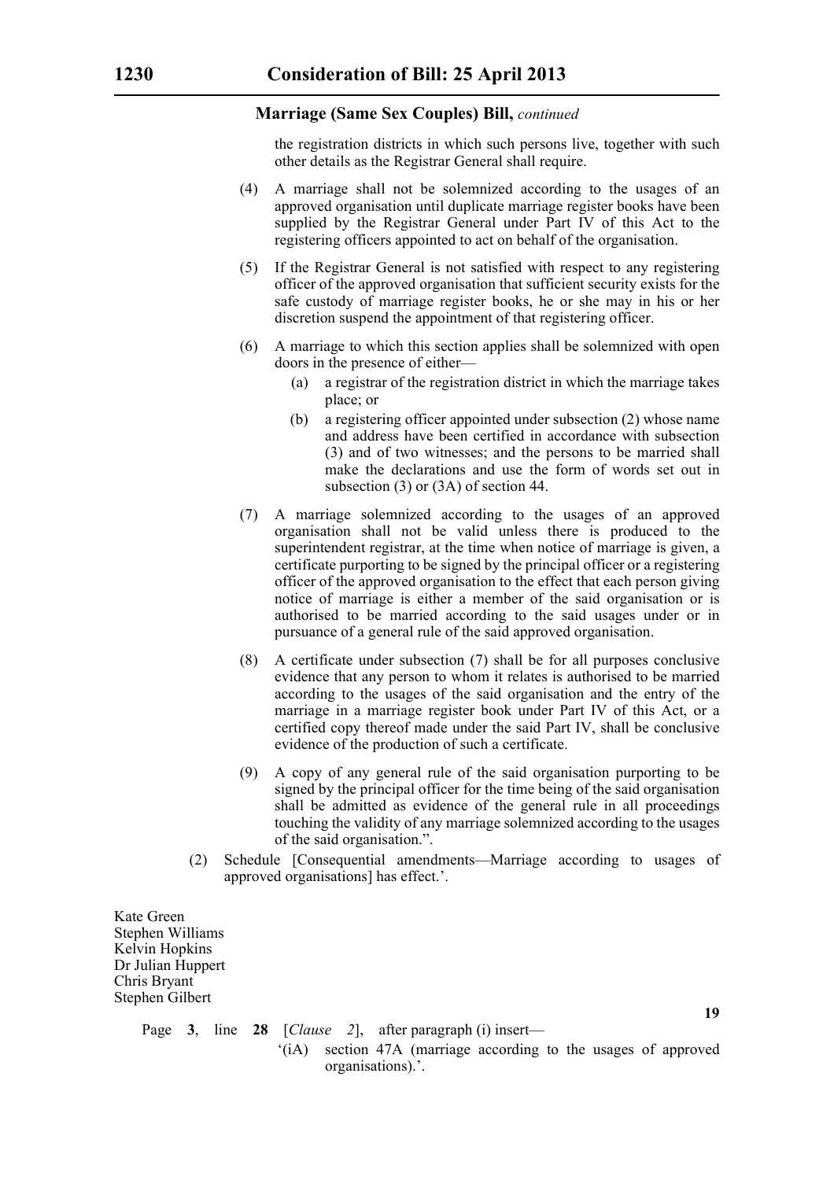the registration districts in which such persons live, together with such other details as the Registrar General shall require.

(4) A marriage shall not be solemnized according to the usages of an approved organisation until duplicate marriage register books have been supplied by the Registrar General under Part IV of this Act to the registering officers appointed to act on behalf of the organisation.

(5) If the Registrar General is not satisfied with respect to any registering officer of the approved organisation that sufficient security exists for the safe custody of marriage register books, he or she may in his or her discretion suspend the appointment of that registering officer.

(6) A marriage to which this section applies shall be solemnized with open doors in the presence of either—

(a) a registrar of the registration district in which the marriage takes place; or

(b) a registering officer appointed under subsection (2) whose name and address have been certified in accordance with subsection (3) and of two witnesses; and the persons to be married shall make the declarations and use the form of words set out in subsection (3) or (3A) of section 44.

(7) A marriage solemnized according to the usages of an approved organisation shall not be valid unless there is produced to the superintendent registrar, at the time when notice of marriage is given, a certificate purporting to be signed by the principal officer or a registering officer of the approved organisation to the effect that each person giving notice of marriage is either a member of the said organisation or is authorised to be married according to the said usages under or in pursuance of a general rule of the said approved organisation.

(8) A certificate under subsection (7) shall be for all purposes conclusive evidence that any person to whom it relates is authorised to be married according to the usages of the said organisation and the entry of the marriage in a marriage register book under Part IV of this Act, or a certified copy thereof made under the said Part IV, shall be conclusive evidence of the production of such a certificate.

(9) A copy of any general rule of the said organisation purporting to be signed by the principal officer for the time being of the said organisation shall be admitted as evidence of the general rule in all proceedings touching the validity of any marriage solemnized according to the usages of the said organisation.".

(2) Schedule [Consequential amendments—Marriage according to usages of approved organisations] has effect.'.

Kate Green
Stephen Williams
Kelvin Hopkins
Dr Julian Huppert
Chris Bryant
Stephen Gilbert

**19**

Page **3**, line **28** [*Clause* *2*], after paragraph (i) insert—

'(iA) section 47A (marriage according to the usages of approved organisations).'.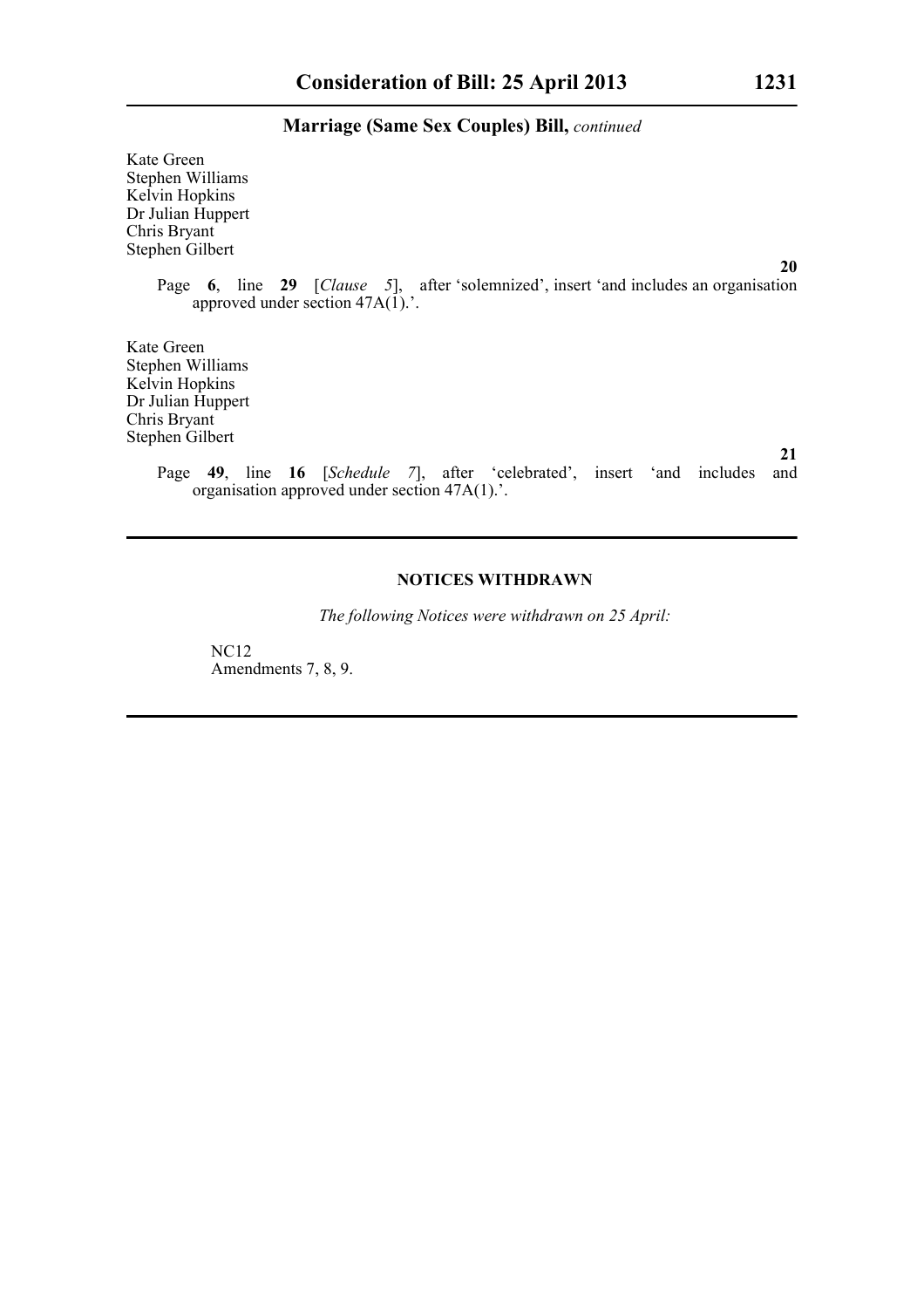Kate Green
Stephen Williams
Kelvin Hopkins
Dr Julian Huppert
Chris Bryant
Stephen Gilbert

**20**

Page **6**, line **29** [*Clause 5*], after 'solemnized', insert 'and includes an organisation approved under section 47A(1).'.

Kate Green
Stephen Williams
Kelvin Hopkins
Dr Julian Huppert
Chris Bryant
Stephen Gilbert

**21**

Page **49**, line **16** [*Schedule 7*], after 'celebrated', insert 'and includes and organisation approved under section 47A(1).'.

---

## NOTICES WITHDRAWN

*The following Notices were withdrawn on 25 April:*

NC12
Amendments 7, 8, 9.